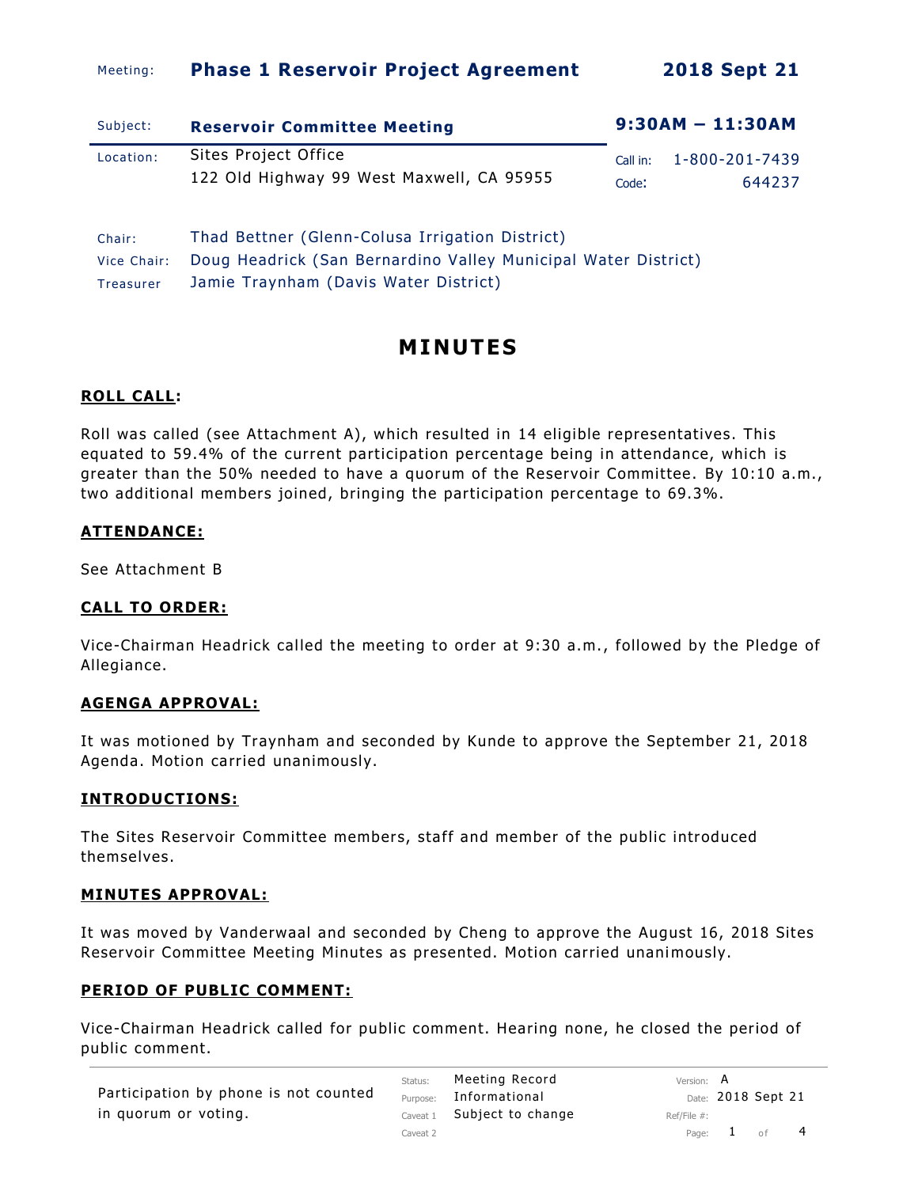| Meeting: | **Phase 1 Reservoir Project Agreement** | **2018 Sept 21** |
|---|---|---|
| Subject: | **Reservoir Committee Meeting** | **9:30AM – 11:30AM** |
| Location: | Sites Project Office<br>122 Old Highway 99 West Maxwell, CA 95955 | Call in: 1-800-201-7439<br>Code: 644237 |

Chair: Thad Bettner (Glenn-Colusa Irrigation District)
Vice Chair: Doug Headrick (San Bernardino Valley Municipal Water District)
Treasurer Jamie Traynham (Davis Water District)

# MINUTES

**ROLL CALL:**

Roll was called (see Attachment A), which resulted in 14 eligible representatives. This equated to 59.4% of the current participation percentage being in attendance, which is greater than the 50% needed to have a quorum of the Reservoir Committee. By 10:10 a.m., two additional members joined, bringing the participation percentage to 69.3%.

**ATTENDANCE:**

See Attachment B

**CALL TO ORDER:**

Vice-Chairman Headrick called the meeting to order at 9:30 a.m., followed by the Pledge of Allegiance.

**AGENGA APPROVAL:**

It was motioned by Traynham and seconded by Kunde to approve the September 21, 2018 Agenda. Motion carried unanimously.

**INTRODUCTIONS:**

The Sites Reservoir Committee members, staff and member of the public introduced themselves.

**MINUTES APPROVAL:**

It was moved by Vanderwaal and seconded by Cheng to approve the August 16, 2018 Sites Reservoir Committee Meeting Minutes as presented. Motion carried unanimously.

**PERIOD OF PUBLIC COMMENT:**

Vice-Chairman Headrick called for public comment. Hearing none, he closed the period of public comment.

Participation by phone is not counted in quorum or voting.

Status: Meeting Record | Purpose: Informational | Caveat 1: Subject to change | Caveat 2: | Version: A | Date: 2018 Sept 21 | Ref/File #: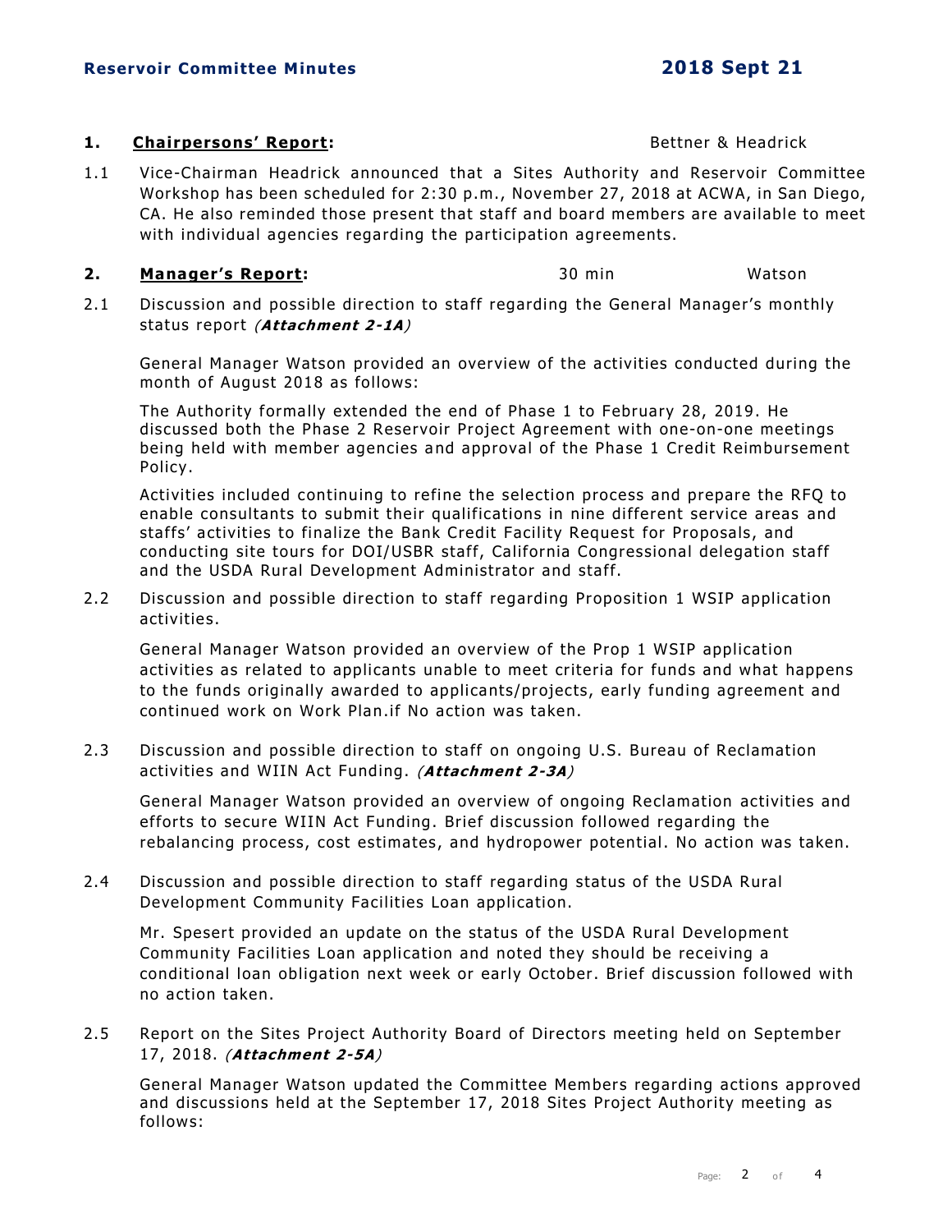**1. Chairpersons' Report:** Bettner & Headrick

1.1 Vice-Chairman Headrick announced that a Sites Authority and Reservoir Committee Workshop has been scheduled for 2:30 p.m., November 27, 2018 at ACWA, in San Diego, CA. He also reminded those present that staff and board members are available to meet with individual agencies regarding the participation agreements.

**2. Manager's Report:** 30 min Watson

2.1 Discussion and possible direction to staff regarding the General Manager's monthly status report ***(Attachment 2-1A)***

General Manager Watson provided an overview of the activities conducted during the month of August 2018 as follows:

The Authority formally extended the end of Phase 1 to February 28, 2019. He discussed both the Phase 2 Reservoir Project Agreement with one-on-one meetings being held with member agencies and approval of the Phase 1 Credit Reimbursement Policy.

Activities included continuing to refine the selection process and prepare the RFQ to enable consultants to submit their qualifications in nine different service areas and staffs' activities to finalize the Bank Credit Facility Request for Proposals, and conducting site tours for DOI/USBR staff, California Congressional delegation staff and the USDA Rural Development Administrator and staff.

2.2 Discussion and possible direction to staff regarding Proposition 1 WSIP application activities.

General Manager Watson provided an overview of the Prop 1 WSIP application activities as related to applicants unable to meet criteria for funds and what happens to the funds originally awarded to applicants/projects, early funding agreement and continued work on Work Plan.if No action was taken.

2.3 Discussion and possible direction to staff on ongoing U.S. Bureau of Reclamation activities and WIIN Act Funding. ***(Attachment 2-3A)***

General Manager Watson provided an overview of ongoing Reclamation activities and efforts to secure WIIN Act Funding. Brief discussion followed regarding the rebalancing process, cost estimates, and hydropower potential. No action was taken.

2.4 Discussion and possible direction to staff regarding status of the USDA Rural Development Community Facilities Loan application.

Mr. Spesert provided an update on the status of the USDA Rural Development Community Facilities Loan application and noted they should be receiving a conditional loan obligation next week or early October. Brief discussion followed with no action taken.

2.5 Report on the Sites Project Authority Board of Directors meeting held on September 17, 2018. ***(Attachment 2-5A)***

General Manager Watson updated the Committee Members regarding actions approved and discussions held at the September 17, 2018 Sites Project Authority meeting as follows: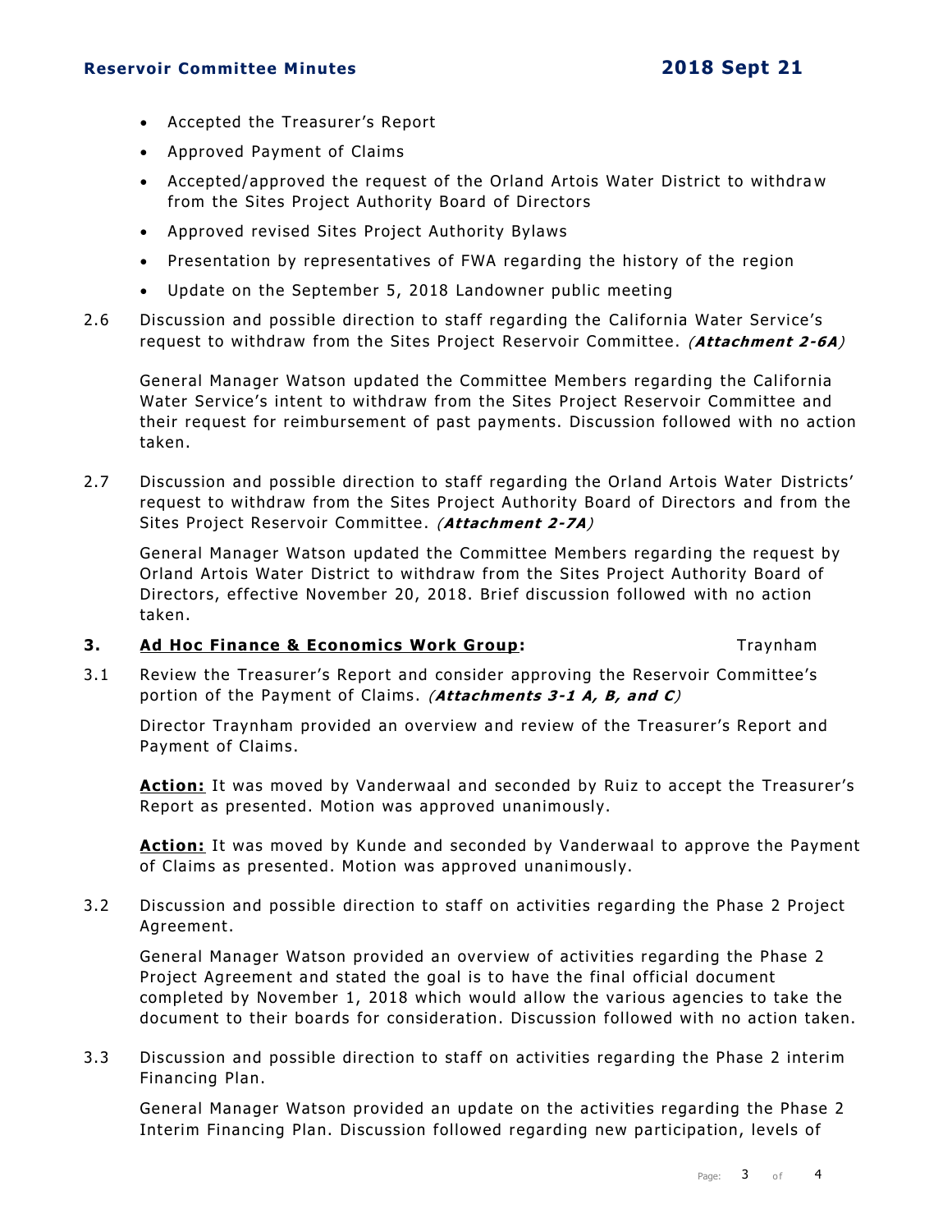- Accepted the Treasurer's Report
- Approved Payment of Claims
- Accepted/approved the request of the Orland Artois Water District to withdraw from the Sites Project Authority Board of Directors
- Approved revised Sites Project Authority Bylaws
- Presentation by representatives of FWA regarding the history of the region
- Update on the September 5, 2018 Landowner public meeting

2.6 Discussion and possible direction to staff regarding the California Water Service's request to withdraw from the Sites Project Reservoir Committee. *(**Attachment 2-6A**)*

General Manager Watson updated the Committee Members regarding the California Water Service's intent to withdraw from the Sites Project Reservoir Committee and their request for reimbursement of past payments. Discussion followed with no action taken.

2.7 Discussion and possible direction to staff regarding the Orland Artois Water Districts' request to withdraw from the Sites Project Authority Board of Directors and from the Sites Project Reservoir Committee. *(**Attachment 2-7A**)*

General Manager Watson updated the Committee Members regarding the request by Orland Artois Water District to withdraw from the Sites Project Authority Board of Directors, effective November 20, 2018. Brief discussion followed with no action taken.

**3. <u>Ad Hoc Finance & Economics Work Group</u>:** Traynham

3.1 Review the Treasurer's Report and consider approving the Reservoir Committee's portion of the Payment of Claims. *(**Attachments 3-1 A, B, and C**)*

Director Traynham provided an overview and review of the Treasurer's Report and Payment of Claims.

**<u>Action:</u>** It was moved by Vanderwaal and seconded by Ruiz to accept the Treasurer's Report as presented. Motion was approved unanimously.

**<u>Action:</u>** It was moved by Kunde and seconded by Vanderwaal to approve the Payment of Claims as presented. Motion was approved unanimously.

3.2 Discussion and possible direction to staff on activities regarding the Phase 2 Project Agreement.

General Manager Watson provided an overview of activities regarding the Phase 2 Project Agreement and stated the goal is to have the final official document completed by November 1, 2018 which would allow the various agencies to take the document to their boards for consideration. Discussion followed with no action taken.

3.3 Discussion and possible direction to staff on activities regarding the Phase 2 interim Financing Plan.

General Manager Watson provided an update on the activities regarding the Phase 2 Interim Financing Plan. Discussion followed regarding new participation, levels of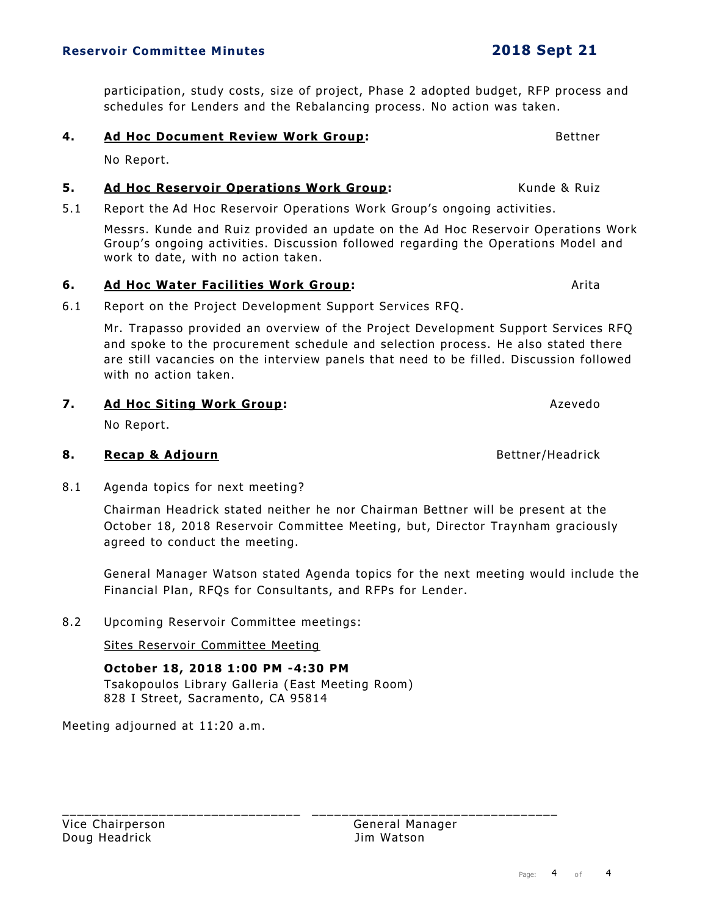participation, study costs, size of project, Phase 2 adopted budget, RFP process and schedules for Lenders and the Rebalancing process. No action was taken.

**4. <u>Ad Hoc Document Review Work Group</u>:** Bettner

No Report.

**5. <u>Ad Hoc Reservoir Operations Work Group</u>:** Kunde & Ruiz

5.1 Report the Ad Hoc Reservoir Operations Work Group's ongoing activities.

Messrs. Kunde and Ruiz provided an update on the Ad Hoc Reservoir Operations Work Group's ongoing activities. Discussion followed regarding the Operations Model and work to date, with no action taken.

**6. <u>Ad Hoc Water Facilities Work Group</u>:** Arita

6.1 Report on the Project Development Support Services RFQ.

Mr. Trapasso provided an overview of the Project Development Support Services RFQ and spoke to the procurement schedule and selection process. He also stated there are still vacancies on the interview panels that need to be filled. Discussion followed with no action taken.

**7. <u>Ad Hoc Siting Work Group</u>:** Azevedo

No Report.

**8. <u>Recap & Adjourn</u>** Bettner/Headrick

8.1 Agenda topics for next meeting?

Chairman Headrick stated neither he nor Chairman Bettner will be present at the October 18, 2018 Reservoir Committee Meeting, but, Director Traynham graciously agreed to conduct the meeting.

General Manager Watson stated Agenda topics for the next meeting would include the Financial Plan, RFQs for Consultants, and RFPs for Lender.

8.2 Upcoming Reservoir Committee meetings:

<u>Sites Reservoir Committee Meeting</u>

**October 18, 2018 1:00 PM -4:30 PM**
Tsakopoulos Library Galleria (East Meeting Room)
828 I Street, Sacramento, CA 95814

Meeting adjourned at 11:20 a.m.

_______________________________ _______________________________

Vice Chairperson
Doug Headrick

General Manager
Jim Watson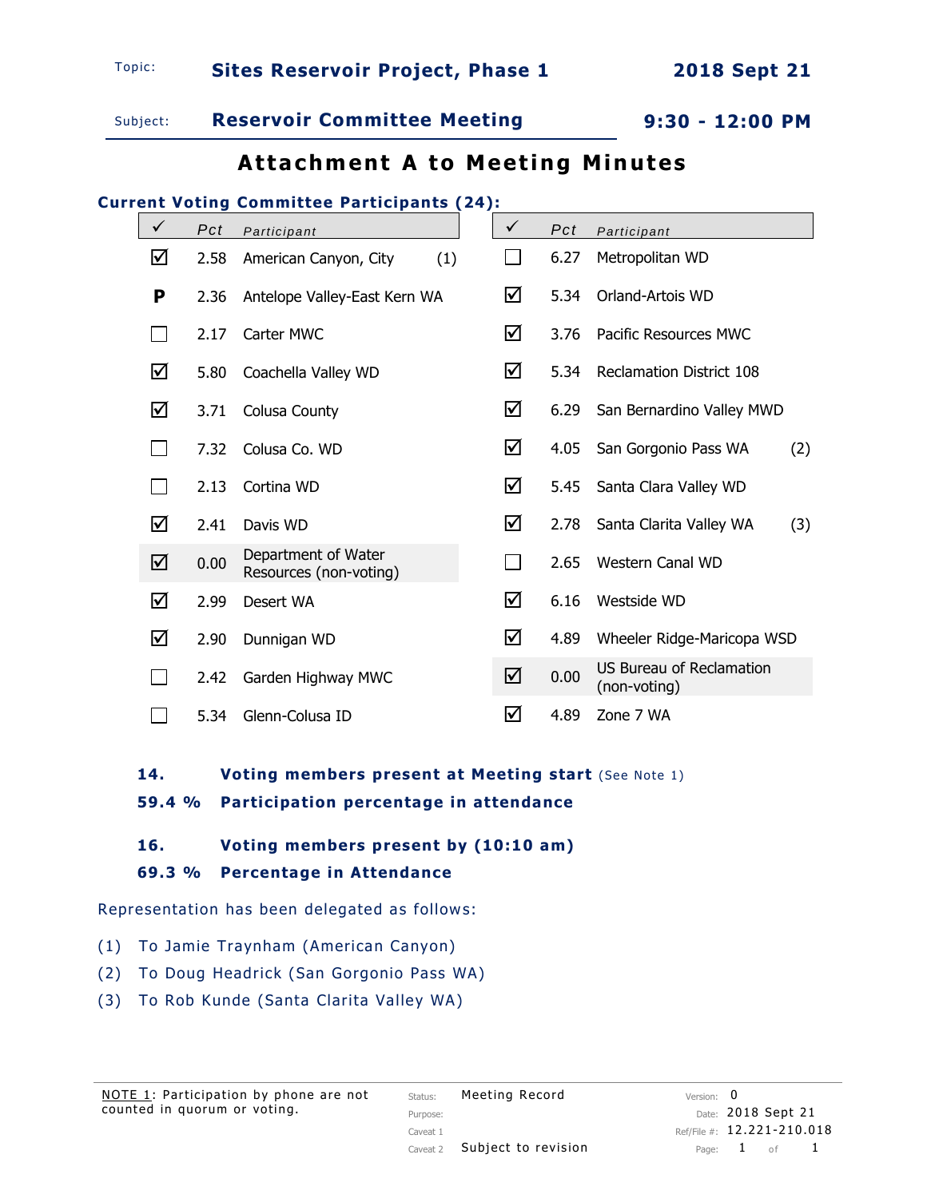| Topic: | Sites Reservoir Project, Phase 1 | 2018 Sept 21 |
|---|---|---|
| Subject: | Reservoir Committee Meeting | 9:30 - 12:00 PM |

# Attachment A to Meeting Minutes

## Current Voting Committee Participants (24):

| ✓ | Pct | Participant | | ✓ | Pct | Participant | |
|---|---|---|---|---|---|---|---|
| ☑ | 2.58 | American Canyon, City | (1) | ☐ | 6.27 | Metropolitan WD | |
| P | 2.36 | Antelope Valley-East Kern WA | | ☑ | 5.34 | Orland-Artois WD | |
| ☐ | 2.17 | Carter MWC | | ☑ | 3.76 | Pacific Resources MWC | |
| ☑ | 5.80 | Coachella Valley WD | | ☑ | 5.34 | Reclamation District 108 | |
| ☑ | 3.71 | Colusa County | | ☑ | 6.29 | San Bernardino Valley MWD | |
| ☐ | 7.32 | Colusa Co. WD | | ☑ | 4.05 | San Gorgonio Pass WA | (2) |
| ☐ | 2.13 | Cortina WD | | ☑ | 5.45 | Santa Clara Valley WD | |
| ☑ | 2.41 | Davis WD | | ☑ | 2.78 | Santa Clarita Valley WA | (3) |
| ☑ | 0.00 | Department of Water Resources (non-voting) | | ☐ | 2.65 | Western Canal WD | |
| ☑ | 2.99 | Desert WA | | ☑ | 6.16 | Westside WD | |
| ☑ | 2.90 | Dunnigan WD | | ☑ | 4.89 | Wheeler Ridge-Maricopa WSD | |
| ☐ | 2.42 | Garden Highway MWC | | ☑ | 0.00 | US Bureau of Reclamation (non-voting) | |
| ☐ | 5.34 | Glenn-Colusa ID | | ☑ | 4.89 | Zone 7 WA | |

**14.** **Voting members present at Meeting start** (See Note 1)

**59.4 %** **Participation percentage in attendance**

**16.** **Voting members present by (10:10 am)**

**69.3 %** **Percentage in Attendance**

Representation has been delegated as follows:

(1) To Jamie Traynham (American Canyon)

(2) To Doug Headrick (San Gorgonio Pass WA)

(3) To Rob Kunde (Santa Clarita Valley WA)

NOTE 1: Participation by phone are not counted in quorum or voting.

| Status: | Meeting Record | Version: | 0 |
|---|---|---|---|
| Purpose: | | Date: | 2018 Sept 21 |
| Caveat 1 | | Ref/File #: | 12.221-210.018 |
| Caveat 2 | Subject to revision | Page: | 1 of 1 |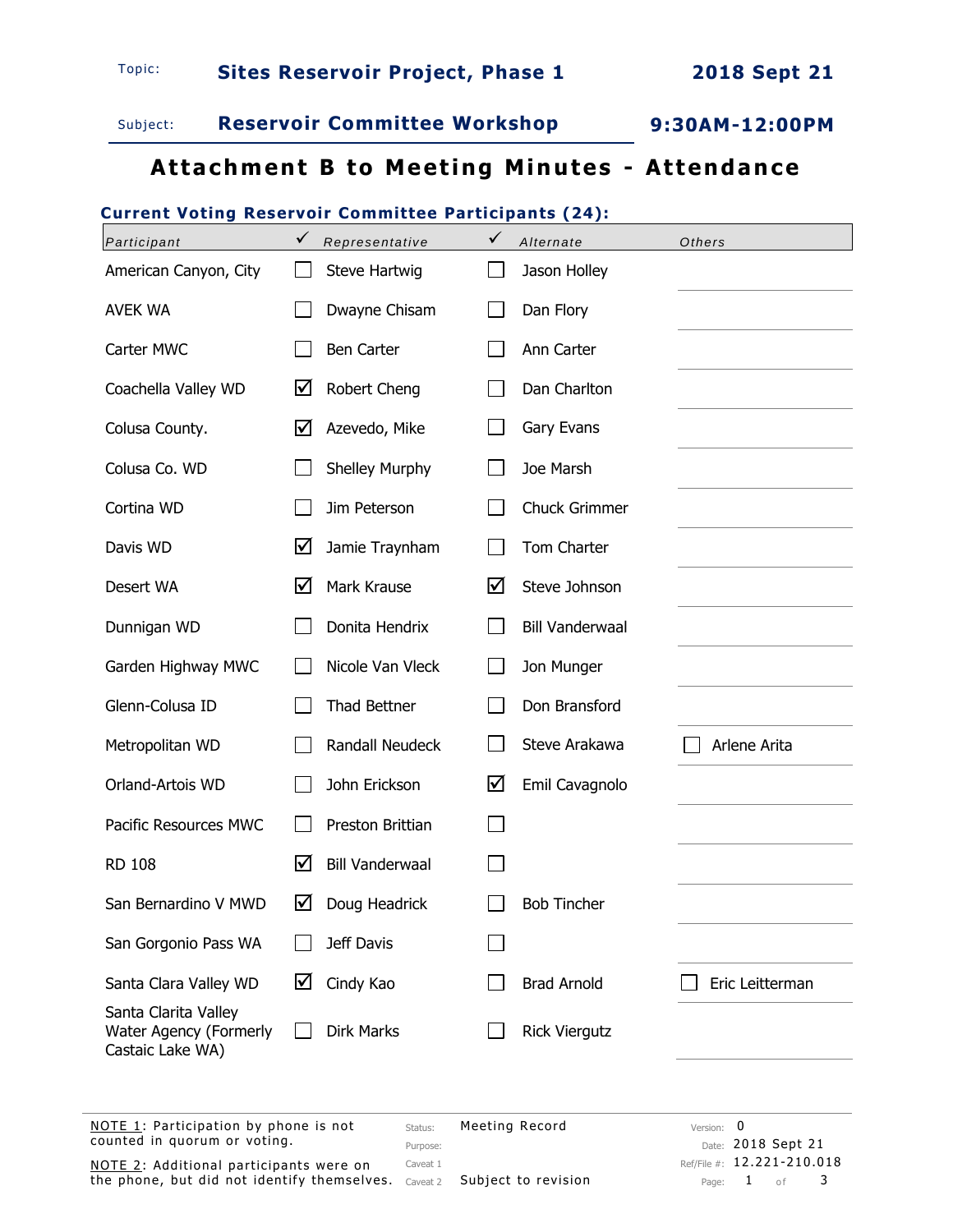Topic: **Sites Reservoir Project, Phase 1** **2018 Sept 21**

Subject: **Reservoir Committee Workshop** **9:30AM-12:00PM**

# Attachment B to Meeting Minutes - Attendance

## Current Voting Reservoir Committee Participants (24):

| Participant | ✓ | Representative | ✓ | Alternate | Others |
|---|---|---|---|---|---|
| American Canyon, City | ☐ | Steve Hartwig | ☐ | Jason Holley | |
| AVEK WA | ☐ | Dwayne Chisam | ☐ | Dan Flory | |
| Carter MWC | ☐ | Ben Carter | ☐ | Ann Carter | |
| Coachella Valley WD | ☑ | Robert Cheng | ☐ | Dan Charlton | |
| Colusa County. | ☑ | Azevedo, Mike | ☐ | Gary Evans | |
| Colusa Co. WD | ☐ | Shelley Murphy | ☐ | Joe Marsh | |
| Cortina WD | ☐ | Jim Peterson | ☐ | Chuck Grimmer | |
| Davis WD | ☑ | Jamie Traynham | ☐ | Tom Charter | |
| Desert WA | ☑ | Mark Krause | ☑ | Steve Johnson | |
| Dunnigan WD | ☐ | Donita Hendrix | ☐ | Bill Vanderwaal | |
| Garden Highway MWC | ☐ | Nicole Van Vleck | ☐ | Jon Munger | |
| Glenn-Colusa ID | ☐ | Thad Bettner | ☐ | Don Bransford | |
| Metropolitan WD | ☐ | Randall Neudeck | ☐ | Steve Arakawa | ☐ Arlene Arita |
| Orland-Artois WD | ☐ | John Erickson | ☑ | Emil Cavagnolo | |
| Pacific Resources MWC | ☐ | Preston Brittian | ☐ | | |
| RD 108 | ☑ | Bill Vanderwaal | ☐ | | |
| San Bernardino V MWD | ☑ | Doug Headrick | ☐ | Bob Tincher | |
| San Gorgonio Pass WA | ☐ | Jeff Davis | ☐ | | |
| Santa Clara Valley WD | ☑ | Cindy Kao | ☐ | Brad Arnold | ☐ Eric Leitterman |
| Santa Clarita Valley Water Agency (Formerly Castaic Lake WA) | ☐ | Dirk Marks | ☐ | Rick Viergutz | |

NOTE 1: Participation by phone is not counted in quorum or voting.

NOTE 2: Additional participants were on the phone, but did not identify themselves.

Status: Meeting Record
Purpose:
Caveat 1
Caveat 2 Subject to revision

Version: 0
Date: 2018 Sept 21
Ref/File #: 12.221-210.018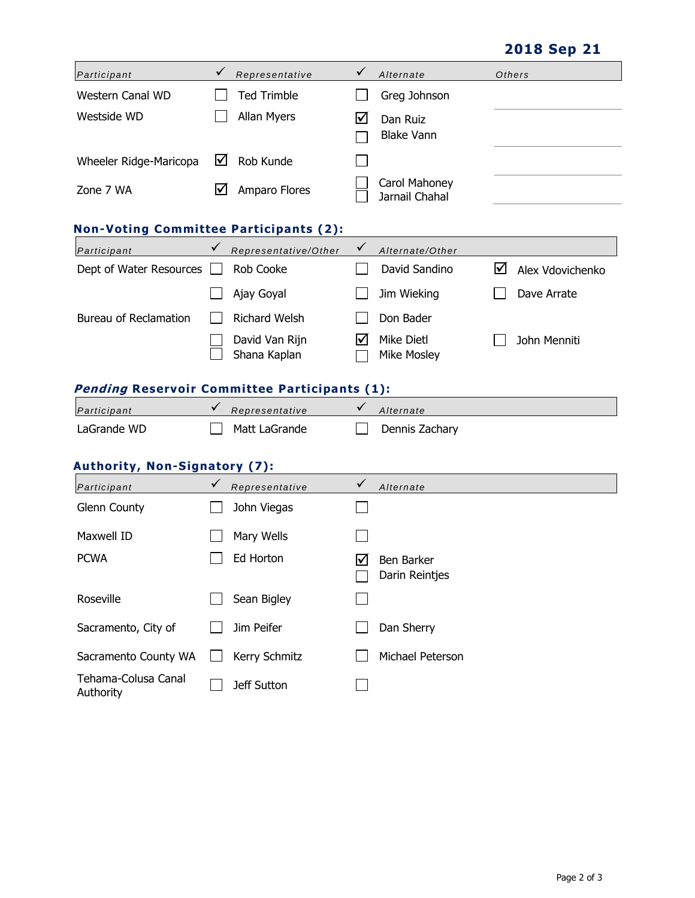**2018 Sep 21**

| Participant | ✓ | Representative | ✓ | Alternate | Others |
|---|---|---|---|---|---|
| Western Canal WD | ☐ | Ted Trimble | ☐ | Greg Johnson | |
| Westside WD | ☐ | Allan Myers | ☑<br>☐ | Dan Ruiz<br>Blake Vann | |
| Wheeler Ridge-Maricopa | ☑ | Rob Kunde | ☐ | | |
| Zone 7 WA | ☑ | Amparo Flores | ☐<br>☐ | Carol Mahoney<br>Jarnail Chahal | |

## Non-Voting Committee Participants (2):

| Participant | ✓ | Representative/Other | ✓ | Alternate/Other | | |
|---|---|---|---|---|---|---|
| Dept of Water Resources | ☐ | Rob Cooke | ☐ | David Sandino | ☑ | Alex Vdovichenko |
| | ☐ | Ajay Goyal | ☐ | Jim Wieking | ☐ | Dave Arrate |
| Bureau of Reclamation | ☐ | Richard Welsh | ☐ | Don Bader | | |
| | ☐<br>☐ | David Van Rijn<br>Shana Kaplan | ☑<br>☐ | Mike Dietl<br>Mike Mosley | ☐ | John Menniti |

## *Pending* Reservoir Committee Participants (1):

| Participant | ✓ | Representative | ✓ | Alternate |
|---|---|---|---|---|
| LaGrande WD | ☐ | Matt LaGrande | ☐ | Dennis Zachary |

## Authority, Non-Signatory (7):

| Participant | ✓ | Representative | ✓ | Alternate |
|---|---|---|---|---|
| Glenn County | ☐ | John Viegas | ☐ | |
| Maxwell ID | ☐ | Mary Wells | ☐ | |
| PCWA | ☐ | Ed Horton | ☑<br>☐ | Ben Barker<br>Darin Reintjes |
| Roseville | ☐ | Sean Bigley | ☐ | |
| Sacramento, City of | ☐ | Jim Peifer | ☐ | Dan Sherry |
| Sacramento County WA | ☐ | Kerry Schmitz | ☐ | Michael Peterson |
| Tehama-Colusa Canal Authority | ☐ | Jeff Sutton | ☐ | |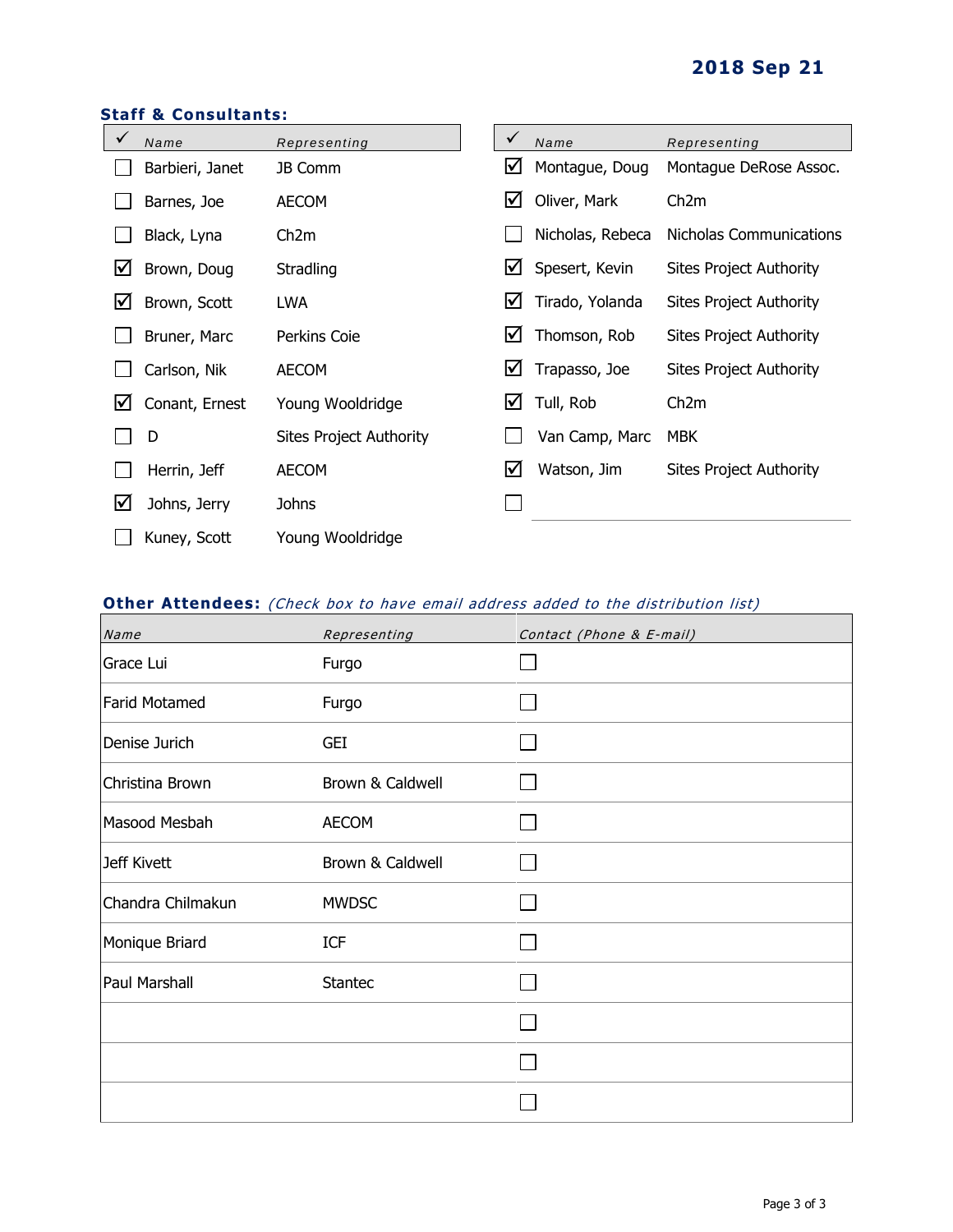**2018 Sep 21**

**Staff & Consultants:**

| ✓ | Name | Representing |
|---|---|---|
| ☐ | Barbieri, Janet | JB Comm |
| ☐ | Barnes, Joe | AECOM |
| ☐ | Black, Lyna | Ch2m |
| ☑ | Brown, Doug | Stradling |
| ☑ | Brown, Scott | LWA |
| ☐ | Bruner, Marc | Perkins Coie |
| ☐ | Carlson, Nik | AECOM |
| ☑ | Conant, Ernest | Young Wooldridge |
| ☐ | D | Sites Project Authority |
| ☐ | Herrin, Jeff | AECOM |
| ☑ | Johns, Jerry | Johns |
| ☐ | Kuney, Scott | Young Wooldridge |

| ✓ | Name | Representing |
|---|---|---|
| ☑ | Montague, Doug | Montague DeRose Assoc. |
| ☑ | Oliver, Mark | Ch2m |
| ☐ | Nicholas, Rebeca | Nicholas Communications |
| ☑ | Spesert, Kevin | Sites Project Authority |
| ☑ | Tirado, Yolanda | Sites Project Authority |
| ☑ | Thomson, Rob | Sites Project Authority |
| ☑ | Trapasso, Joe | Sites Project Authority |
| ☑ | Tull, Rob | Ch2m |
| ☐ | Van Camp, Marc | MBK |
| ☑ | Watson, Jim | Sites Project Authority |
| ☐ | | |

**Other Attendees:** *(Check box to have email address added to the distribution list)*

| *Name* | *Representing* | *Contact (Phone & E-mail)* |
|---|---|---|
| Grace Lui | Furgo | ☐ |
| Farid Motamed | Furgo | ☐ |
| Denise Jurich | GEI | ☐ |
| Christina Brown | Brown & Caldwell | ☐ |
| Masood Mesbah | AECOM | ☐ |
| Jeff Kivett | Brown & Caldwell | ☐ |
| Chandra Chilmakun | MWDSC | ☐ |
| Monique Briard | ICF | ☐ |
| Paul Marshall | Stantec | ☐ |
| | | ☐ |
| | | ☐ |
| | | ☐ |